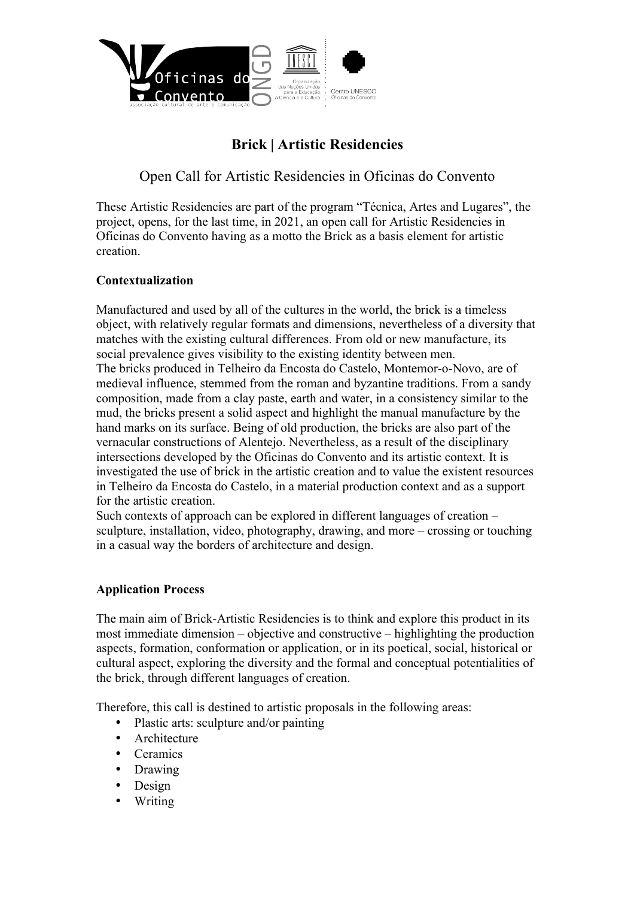# Brick | Artistic Residencies

## Open Call for Artistic Residencies in Oficinas do Convento

These Artistic Residencies are part of the program "Técnica, Artes and Lugares", the project, opens, for the last time, in 2021, an open call for Artistic Residencies in Oficinas do Convento having as a motto the Brick as a basis element for artistic creation.

### Contextualization

Manufactured and used by all of the cultures in the world, the brick is a timeless object, with relatively regular formats and dimensions, nevertheless of a diversity that matches with the existing cultural differences. From old or new manufacture, its social prevalence gives visibility to the existing identity between men.
The bricks produced in Telheiro da Encosta do Castelo, Montemor-o-Novo, are of medieval influence, stemmed from the roman and byzantine traditions. From a sandy composition, made from a clay paste, earth and water, in a consistency similar to the mud, the bricks present a solid aspect and highlight the manual manufacture by the hand marks on its surface. Being of old production, the bricks are also part of the vernacular constructions of Alentejo. Nevertheless, as a result of the disciplinary intersections developed by the Oficinas do Convento and its artistic context. It is investigated the use of brick in the artistic creation and to value the existent resources in Telheiro da Encosta do Castelo, in a material production context and as a support for the artistic creation.
Such contexts of approach can be explored in different languages of creation – sculpture, installation, video, photography, drawing, and more – crossing or touching in a casual way the borders of architecture and design.

### Application Process

The main aim of Brick-Artistic Residencies is to think and explore this product in its most immediate dimension – objective and constructive – highlighting the production aspects, formation, conformation or application, or in its poetical, social, historical or cultural aspect, exploring the diversity and the formal and conceptual potentialities of the brick, through different languages of creation.

Therefore, this call is destined to artistic proposals in the following areas:

- Plastic arts: sculpture and/or painting
- Architecture
- Ceramics
- Drawing
- Design
- Writing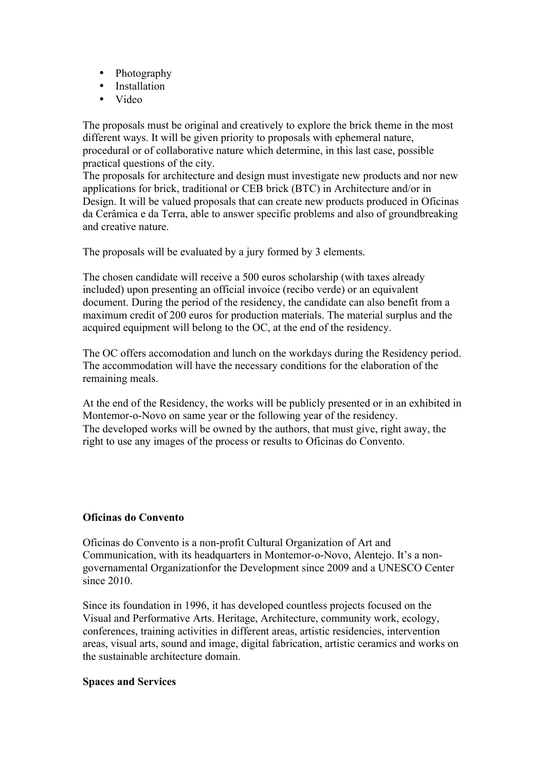- Photography
- Installation
- Video

The proposals must be original and creatively to explore the brick theme in the most different ways. It will be given priority to proposals with ephemeral nature, procedural or of collaborative nature which determine, in this last case, possible practical questions of the city.
The proposals for architecture and design must investigate new products and nor new applications for brick, traditional or CEB brick (BTC) in Architecture and/or in Design. It will be valued proposals that can create new products produced in Oficinas da Cerâmica e da Terra, able to answer specific problems and also of groundbreaking and creative nature.

The proposals will be evaluated by a jury formed by 3 elements.

The chosen candidate will receive a 500 euros scholarship (with taxes already included) upon presenting an official invoice (recibo verde) or an equivalent document. During the period of the residency, the candidate can also benefit from a maximum credit of 200 euros for production materials. The material surplus and the acquired equipment will belong to the OC, at the end of the residency.

The OC offers accomodation and lunch on the workdays during the Residency period. The accommodation will have the necessary conditions for the elaboration of the remaining meals.

At the end of the Residency, the works will be publicly presented or in an exhibited in Montemor-o-Novo on same year or the following year of the residency.
The developed works will be owned by the authors, that must give, right away, the right to use any images of the process or results to Oficinas do Convento.

**Oficinas do Convento**

Oficinas do Convento is a non-profit Cultural Organization of Art and Communication, with its headquarters in Montemor-o-Novo, Alentejo. It's a non-governamental Organizationfor the Development since 2009 and a UNESCO Center since 2010.

Since its foundation in 1996, it has developed countless projects focused on the Visual and Performative Arts. Heritage, Architecture, community work, ecology, conferences, training activities in different areas, artistic residencies, intervention areas, visual arts, sound and image, digital fabrication, artistic ceramics and works on the sustainable architecture domain.

**Spaces and Services**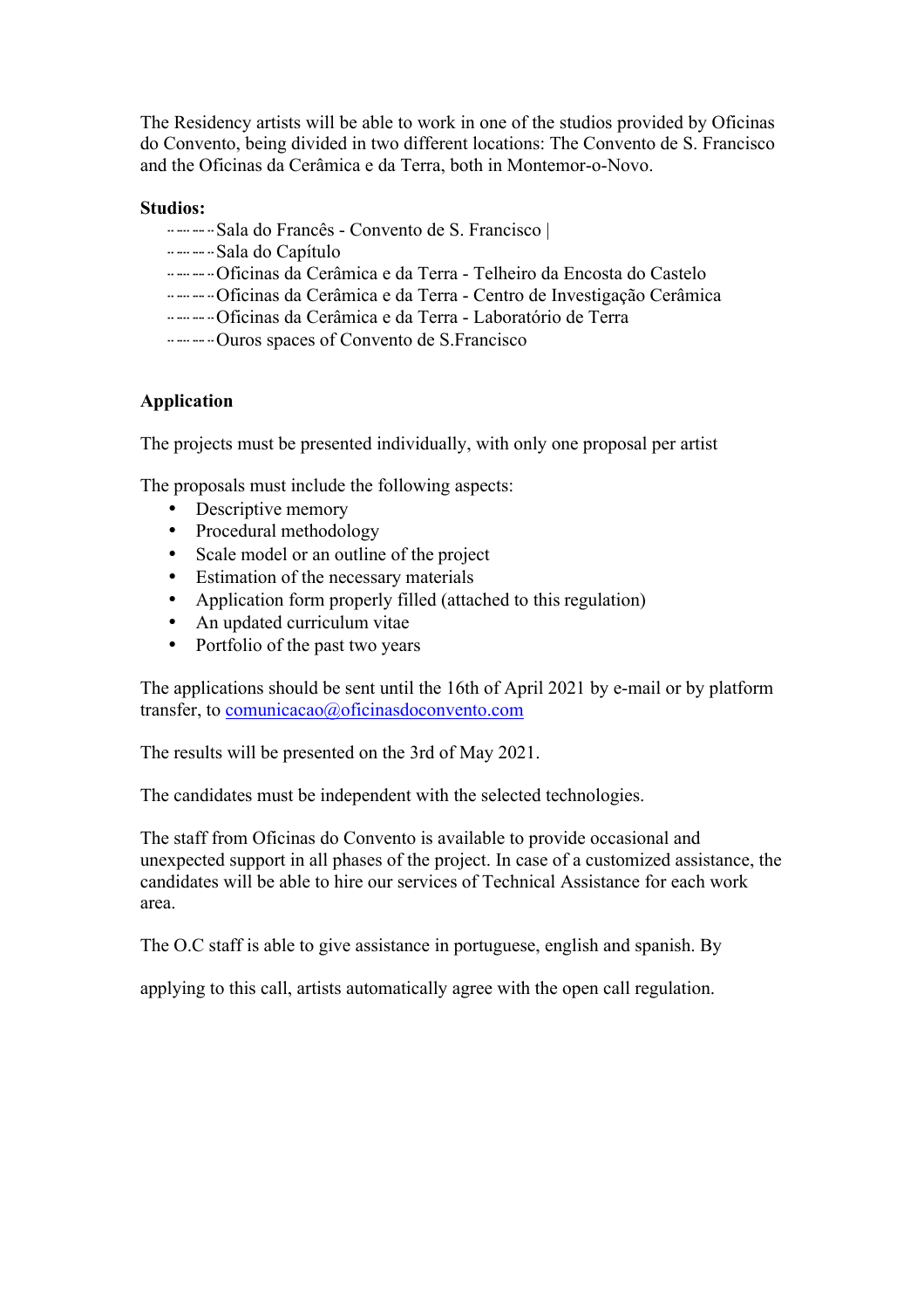The Residency artists will be able to work in one of the studios provided by Oficinas do Convento, being divided in two different locations: The Convento de S. Francisco and the Oficinas da Cerâmica e da Terra, both in Montemor-o-Novo.

**Studios:**

- Sala do Francês - Convento de S. Francisco |
- Sala do Capítulo
- Oficinas da Cerâmica e da Terra - Telheiro da Encosta do Castelo
- Oficinas da Cerâmica e da Terra - Centro de Investigação Cerâmica
- Oficinas da Cerâmica e da Terra - Laboratório de Terra
- Ouros spaces of Convento de S.Francisco

**Application**

The projects must be presented individually, with only one proposal per artist

The proposals must include the following aspects:

- Descriptive memory
- Procedural methodology
- Scale model or an outline of the project
- Estimation of the necessary materials
- Application form properly filled (attached to this regulation)
- An updated curriculum vitae
- Portfolio of the past two years

The applications should be sent until the 16th of April 2021 by e-mail or by platform transfer, to comunicacao@oficinasdoconvento.com

The results will be presented on the 3rd of May 2021.

The candidates must be independent with the selected technologies.

The staff from Oficinas do Convento is available to provide occasional and unexpected support in all phases of the project. In case of a customized assistance, the candidates will be able to hire our services of Technical Assistance for each work area.

The O.C staff is able to give assistance in portuguese, english and spanish. By

applying to this call, artists automatically agree with the open call regulation.